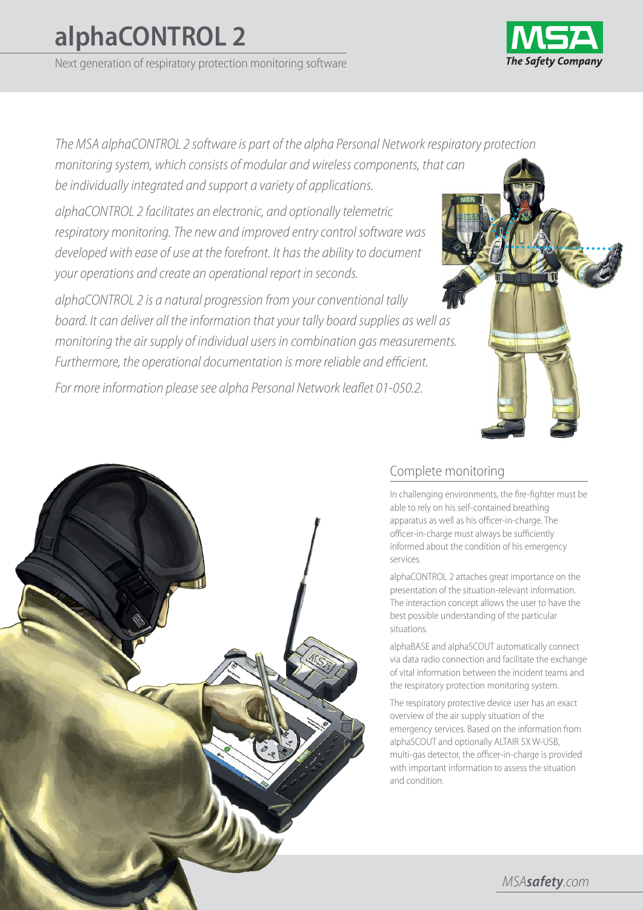# alphaCONTROL 2

Next generation of respiratory protection monitoring software

*The MSA alphaCONTROL 2 software is part of the alpha Personal Network respiratory protection monitoring system, which consists of modular and wireless components, that can be individually integrated and support a variety of applications.*

*alphaCONTROL 2 facilitates an electronic, and optionally telemetric respiratory monitoring. The new and improved entry control software was developed with ease of use at the forefront. It has the ability to document your operations and create an operational report in seconds.*

*alphaCONTROL 2 is a natural progression from your conventional tally board. It can deliver all the information that your tally board supplies as well as monitoring the air supply of individual users in combination gas measurements. Furthermore, the operational documentation is more reliable and efficient.*

*For more information please see alpha Personal Network leaflet 01-050.2.*

## Complete monitoring

In challenging environments, the fire-fighter must be able to rely on his self-contained breathing apparatus as well as his officer-in-charge. The officer-in-charge must always be sufficiently informed about the condition of his emergency services.

alphaCONTROL 2 attaches great importance on the presentation of the situation-relevant information. The interaction concept allows the user to have the best possible understanding of the particular situations.

alphaBASE and alphaSCOUT automatically connect via data radio connection and facilitate the exchange of vital information between the incident teams and the respiratory protection monitoring system.

The respiratory protective device user has an exact overview of the air supply situation of the emergency services. Based on the information from alphaSCOUT and optionally ALTAIR 5X W-USB, multi-gas detector, the officer-in-charge is provided with important information to assess the situation and condition.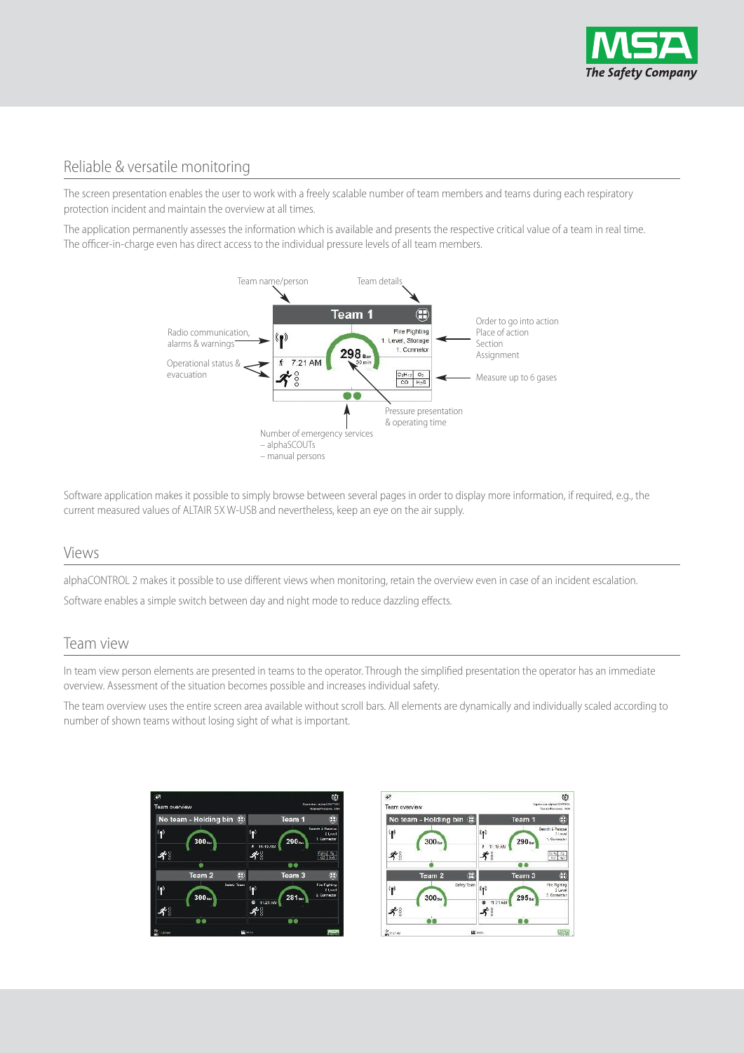## Reliable & versatile monitoring

The screen presentation enables the user to work with a freely scalable number of team members and teams during each respiratory protection incident and maintain the overview at all times.

The application permanently assesses the information which is available and presents the respective critical value of a team in real time. The officer-in-charge even has direct access to the individual pressure levels of all team members.

Software application makes it possible to simply browse between several pages in order to display more information, if required, e.g., the current measured values of ALTAIR 5X W-USB and nevertheless, keep an eye on the air supply.

## Views

alphaCONTROL 2 makes it possible to use different views when monitoring, retain the overview even in case of an incident escalation.

Software enables a simple switch between day and night mode to reduce dazzling effects.

## Team view

In team view person elements are presented in teams to the operator. Through the simplified presentation the operator has an immediate overview. Assessment of the situation becomes possible and increases individual safety.

The team overview uses the entire screen area available without scroll bars. All elements are dynamically and individually scaled according to number of shown teams without losing sight of what is important.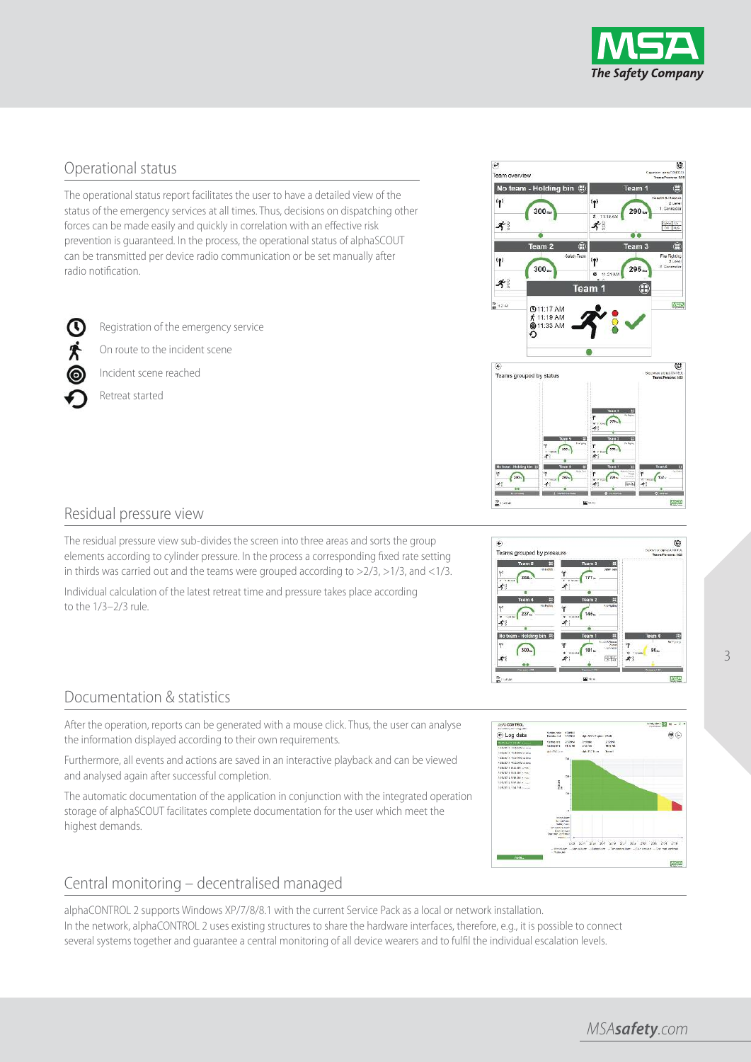## Operational status

The operational status report facilitates the user to have a detailed view of the status of the emergency services at all times. Thus, decisions on dispatching other forces can be made easily and quickly in correlation with an effective risk prevention is guaranteed. In the process, the operational status of alphaSCOUT can be transmitted per device radio communication or be set manually after radio notification.

- Registration of the emergency service
- On route to the incident scene
- Incident scene reached
- Retreat started

## Residual pressure view

The residual pressure view sub-divides the screen into three areas and sorts the group elements according to cylinder pressure. In the process a corresponding fixed rate setting in thirds was carried out and the teams were grouped according to >2/3, >1/3, and <1/3.

Individual calculation of the latest retreat time and pressure takes place according to the 1/3–2/3 rule.

## Documentation & statistics

After the operation, reports can be generated with a mouse click. Thus, the user can analyse the information displayed according to their own requirements.

Furthermore, all events and actions are saved in an interactive playback and can be viewed and analysed again after successful completion.

The automatic documentation of the application in conjunction with the integrated operation storage of alphaSCOUT facilitates complete documentation for the user which meet the highest demands.

## Central monitoring – decentralised managed

alphaCONTROL 2 supports Windows XP/7/8/8.1 with the current Service Pack as a local or network installation.
In the network, alphaCONTROL 2 uses existing structures to share the hardware interfaces, therefore, e.g., it is possible to connect several systems together and guarantee a central monitoring of all device wearers and to fulfil the individual escalation levels.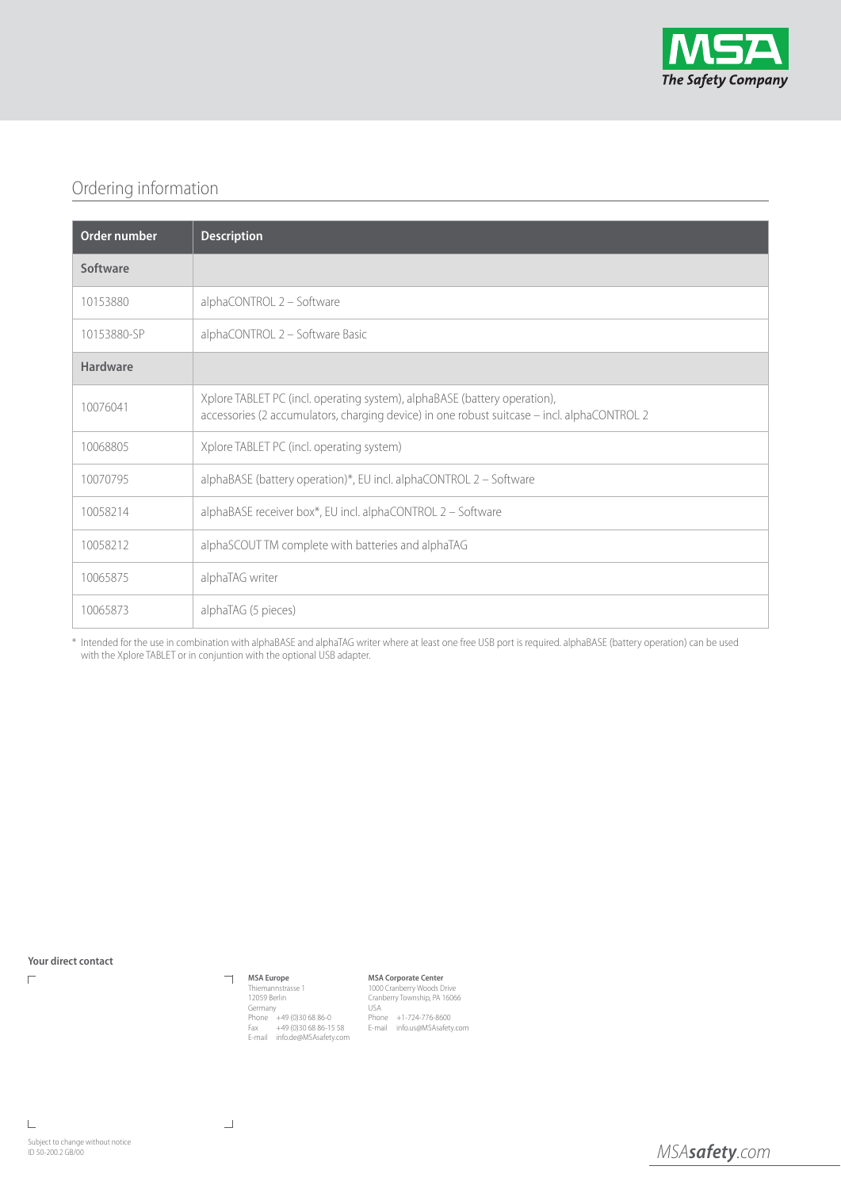## Ordering information

| Order number | Description |
|---|---|
| **Software** | |
| 10153880 | alphaCONTROL 2 – Software |
| 10153880-SP | alphaCONTROL 2 – Software Basic |
| **Hardware** | |
| 10076041 | Xplore TABLET PC (incl. operating system), alphaBASE (battery operation), accessories (2 accumulators, charging device) in one robust suitcase – incl. alphaCONTROL 2 |
| 10068805 | Xplore TABLET PC (incl. operating system) |
| 10070795 | alphaBASE (battery operation)*, EU incl. alphaCONTROL 2 – Software |
| 10058214 | alphaBASE receiver box*, EU incl. alphaCONTROL 2 – Software |
| 10058212 | alphaSCOUT TM complete with batteries and alphaTAG |
| 10065875 | alphaTAG writer |
| 10065873 | alphaTAG (5 pieces) |

\* Intended for the use in combination with alphaBASE and alphaTAG writer where at least one free USB port is required. alphaBASE (battery operation) can be used with the Xplore TABLET or in conjuntion with the optional USB adapter.

**Your direct contact**

**MSA Europe**
Thiemannstrasse 1
12059 Berlin
Germany
Phone +49 (0)30 68 86-0
Fax +49 (0)30 68 86-15 58
E-mail info.de@MSAsafety.com

**MSA Corporate Center**
1000 Cranberry Woods Drive
Cranberry Township, PA 16066
USA
Phone +1-724-776-8600
E-mail info.us@MSAsafety.com

Subject to change without notice
ID 50-200.2 GB/00

MSAsafety.com